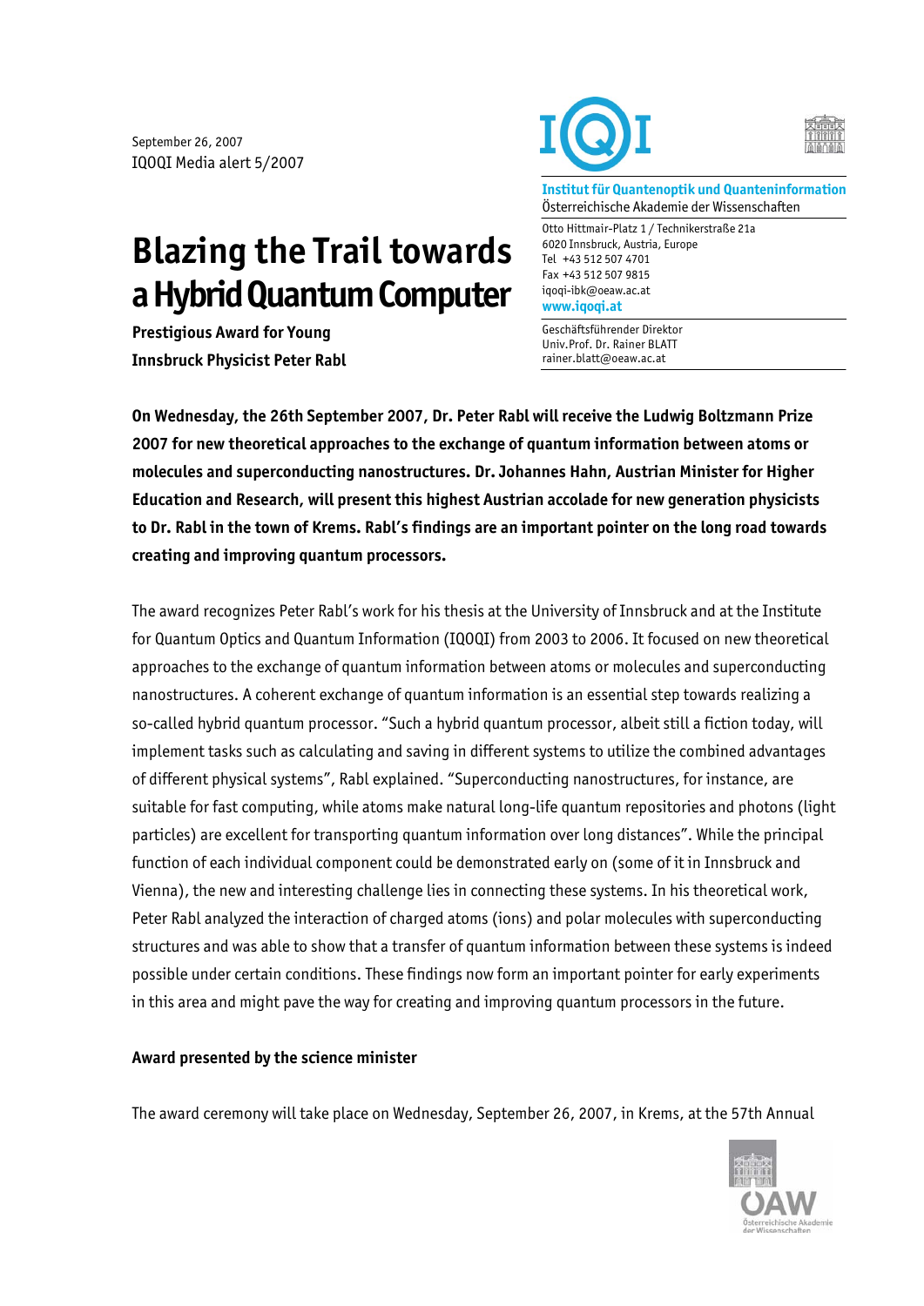September 26, 2007
IQOQI Media alert 5/2007

**Institut für Quantenoptik und Quanteninformation**
Österreichische Akademie der Wissenschaften

Otto Hittmair-Platz 1 / Technikerstraße 21a
6020 Innsbruck, Austria, Europe
Tel +43 512 507 4701
Fax +43 512 507 9815
iqoqi-ibk@oeaw.ac.at
**www.iqoqi.at**

Geschäftsführender Direktor
Univ.Prof. Dr. Rainer BLATT
rainer.blatt@oeaw.ac.at

# Blazing the Trail towards a Hybrid Quantum Computer

**Prestigious Award for Young Innsbruck Physicist Peter Rabl**

**On Wednesday, the 26th September 2007, Dr. Peter Rabl will receive the Ludwig Boltzmann Prize 2007 for new theoretical approaches to the exchange of quantum information between atoms or molecules and superconducting nanostructures. Dr. Johannes Hahn, Austrian Minister for Higher Education and Research, will present this highest Austrian accolade for new generation physicists to Dr. Rabl in the town of Krems. Rabl's findings are an important pointer on the long road towards creating and improving quantum processors.**

The award recognizes Peter Rabl's work for his thesis at the University of Innsbruck and at the Institute for Quantum Optics and Quantum Information (IQOQI) from 2003 to 2006. It focused on new theoretical approaches to the exchange of quantum information between atoms or molecules and superconducting nanostructures. A coherent exchange of quantum information is an essential step towards realizing a so-called hybrid quantum processor. "Such a hybrid quantum processor, albeit still a fiction today, will implement tasks such as calculating and saving in different systems to utilize the combined advantages of different physical systems", Rabl explained. "Superconducting nanostructures, for instance, are suitable for fast computing, while atoms make natural long-life quantum repositories and photons (light particles) are excellent for transporting quantum information over long distances". While the principal function of each individual component could be demonstrated early on (some of it in Innsbruck and Vienna), the new and interesting challenge lies in connecting these systems. In his theoretical work, Peter Rabl analyzed the interaction of charged atoms (ions) and polar molecules with superconducting structures and was able to show that a transfer of quantum information between these systems is indeed possible under certain conditions. These findings now form an important pointer for early experiments in this area and might pave the way for creating and improving quantum processors in the future.

**Award presented by the science minister**

The award ceremony will take place on Wednesday, September 26, 2007, in Krems, at the 57th Annual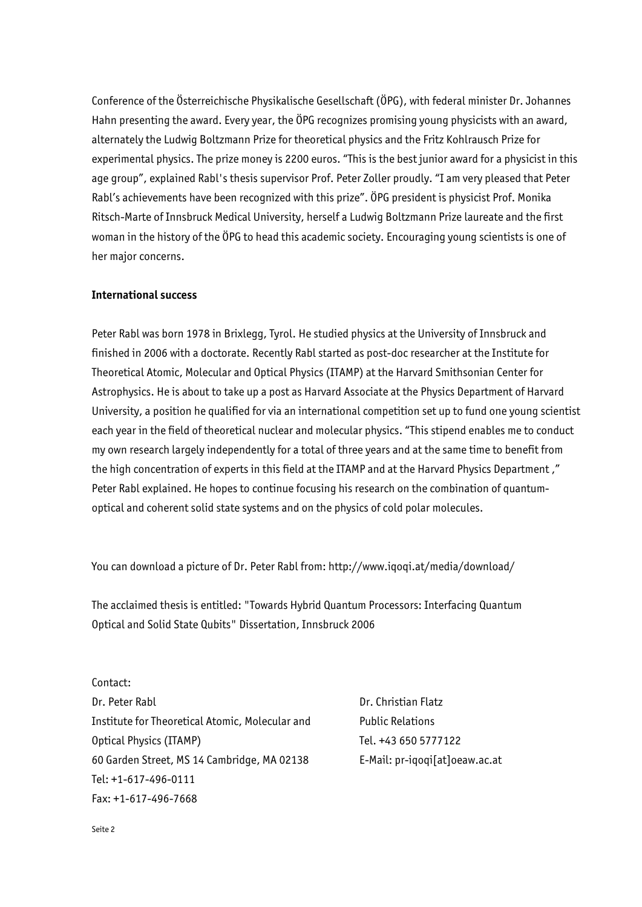Conference of the Österreichische Physikalische Gesellschaft (ÖPG), with federal minister Dr. Johannes Hahn presenting the award. Every year, the ÖPG recognizes promising young physicists with an award, alternately the Ludwig Boltzmann Prize for theoretical physics and the Fritz Kohlrausch Prize for experimental physics. The prize money is 2200 euros. "This is the best junior award for a physicist in this age group", explained Rabl's thesis supervisor Prof. Peter Zoller proudly. "I am very pleased that Peter Rabl's achievements have been recognized with this prize". ÖPG president is physicist Prof. Monika Ritsch-Marte of Innsbruck Medical University, herself a Ludwig Boltzmann Prize laureate and the first woman in the history of the ÖPG to head this academic society. Encouraging young scientists is one of her major concerns.

**International success**

Peter Rabl was born 1978 in Brixlegg, Tyrol. He studied physics at the University of Innsbruck and finished in 2006 with a doctorate. Recently Rabl started as post-doc researcher at the Institute for Theoretical Atomic, Molecular and Optical Physics (ITAMP) at the Harvard Smithsonian Center for Astrophysics. He is about to take up a post as Harvard Associate at the Physics Department of Harvard University, a position he qualified for via an international competition set up to fund one young scientist each year in the field of theoretical nuclear and molecular physics. "This stipend enables me to conduct my own research largely independently for a total of three years and at the same time to benefit from the high concentration of experts in this field at the ITAMP and at the Harvard Physics Department ," Peter Rabl explained. He hopes to continue focusing his research on the combination of quantum-optical and coherent solid state systems and on the physics of cold polar molecules.

You can download a picture of Dr. Peter Rabl from: http://www.iqoqi.at/media/download/

The acclaimed thesis is entitled: "Towards Hybrid Quantum Processors: Interfacing Quantum Optical and Solid State Qubits" Dissertation, Innsbruck 2006

Contact:

Dr. Peter Rabl
Institute for Theoretical Atomic, Molecular and Optical Physics (ITAMP)
60 Garden Street, MS 14 Cambridge, MA 02138
Tel: +1-617-496-0111
Fax: +1-617-496-7668

Dr. Christian Flatz
Public Relations
Tel. +43 650 5777122
E-Mail: pr-iqoqi[at]oeaw.ac.at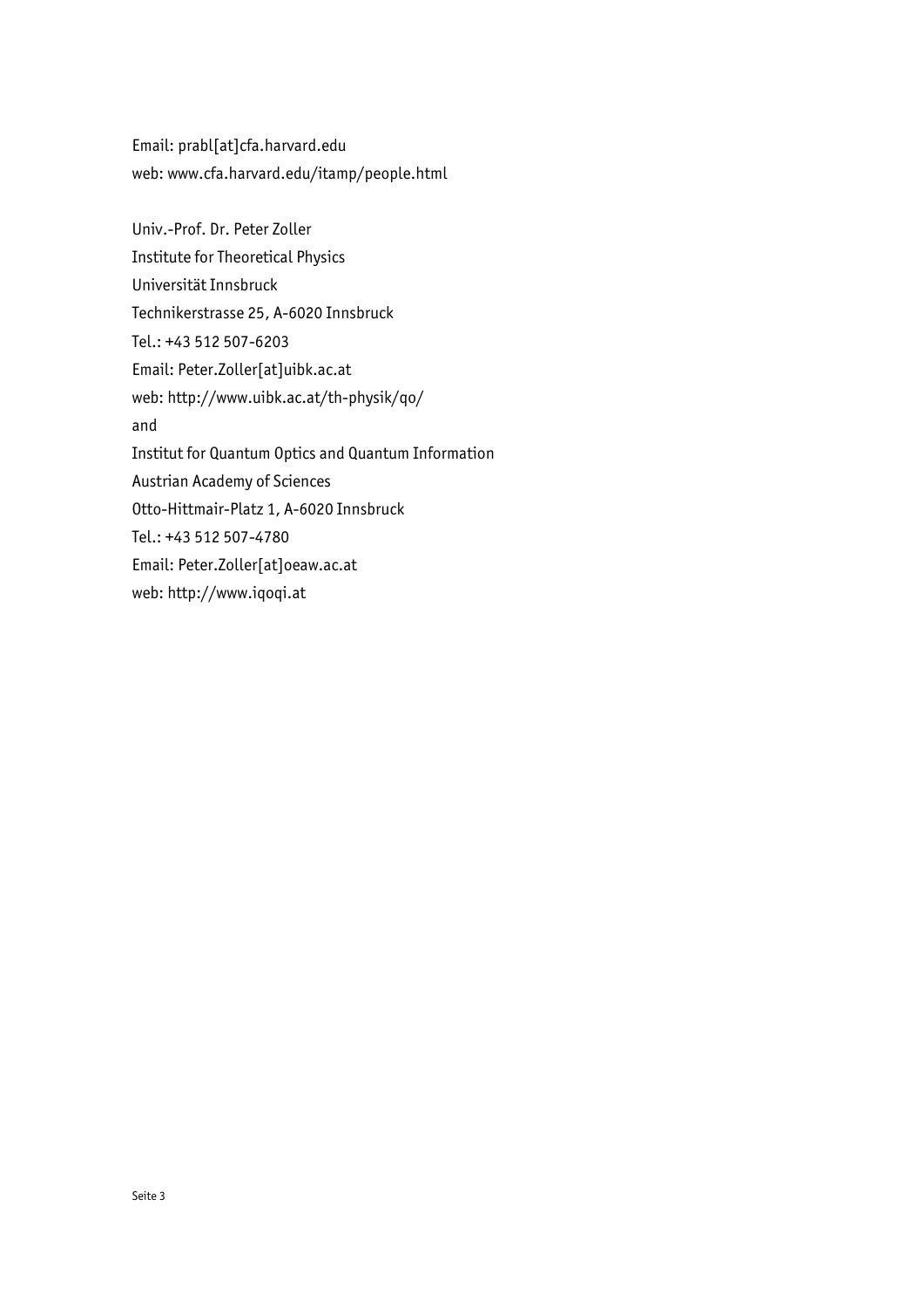Email: prabl[at]cfa.harvard.edu

web: www.cfa.harvard.edu/itamp/people.html

Univ.-Prof. Dr. Peter Zoller

Institute for Theoretical Physics

Universität Innsbruck

Technikerstrasse 25, A-6020 Innsbruck

Tel.: +43 512 507-6203

Email: Peter.Zoller[at]uibk.ac.at

web: http://www.uibk.ac.at/th-physik/qo/

and

Institut for Quantum Optics and Quantum Information

Austrian Academy of Sciences

Otto-Hittmair-Platz 1, A-6020 Innsbruck

Tel.: +43 512 507-4780

Email: Peter.Zoller[at]oeaw.ac.at

web: http://www.iqoqi.at